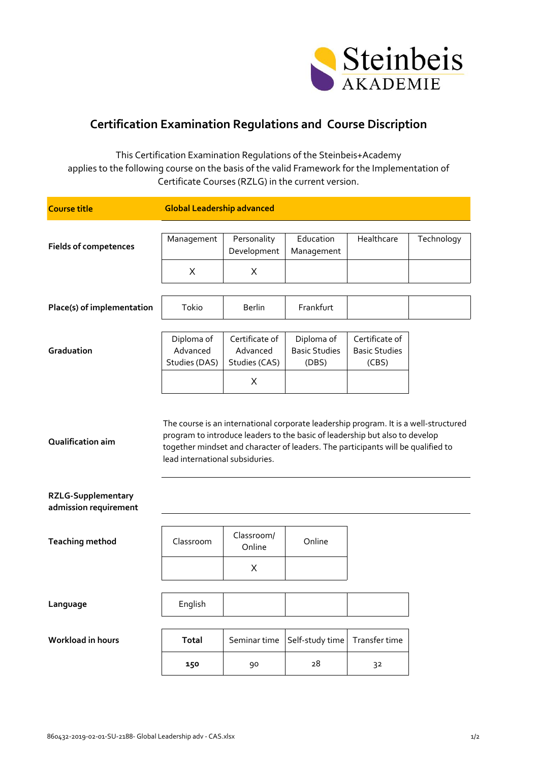Steinbeis AKADEMIE

# Certification Examination Regulations and Course Discription

This Certification Examination Regulations of the Steinbeis+Academy applies to the following course on the basis of the valid Framework for the Implementation of Certificate Courses (RZLG) in the current version.

**Course title** — **Global Leadership advanced**

**Fields of competences**

| Management | Personality Development | Education Management | Healthcare | Technology |
|---|---|---|---|---|
| X | X | | | |

**Place(s) of implementation**

| | | | | |
|---|---|---|---|---|
| Tokio | Berlin | Frankfurt | | |

**Graduation**

| Diploma of Advanced Studies (DAS) | Certificate of Advanced Studies (CAS) | Diploma of Basic Studies (DBS) | Certificate of Basic Studies (CBS) |
|---|---|---|---|
| | X | | |

**Qualification aim**

The course is an international corporate leadership program. It is a well-structured program to introduce leaders to the basic of leadership but also to develop together mindset and character of leaders. The participants will be qualified to lead international subsidiuries.

**RZLG-Supplementary admission requirement**

**Teaching method**

| Classroom | Classroom/ Online | Online |
|---|---|---|
| | X | |

**Language**

| | | | |
|---|---|---|---|
| English | | | |

**Workload in hours**

| **Total** | Seminar time | Self-study time | Transfer time |
|---|---|---|---|
| **150** | 90 | 28 | 32 |

860432-2019-02-01-SU-2188- Global Leadership adv - CAS.xlsx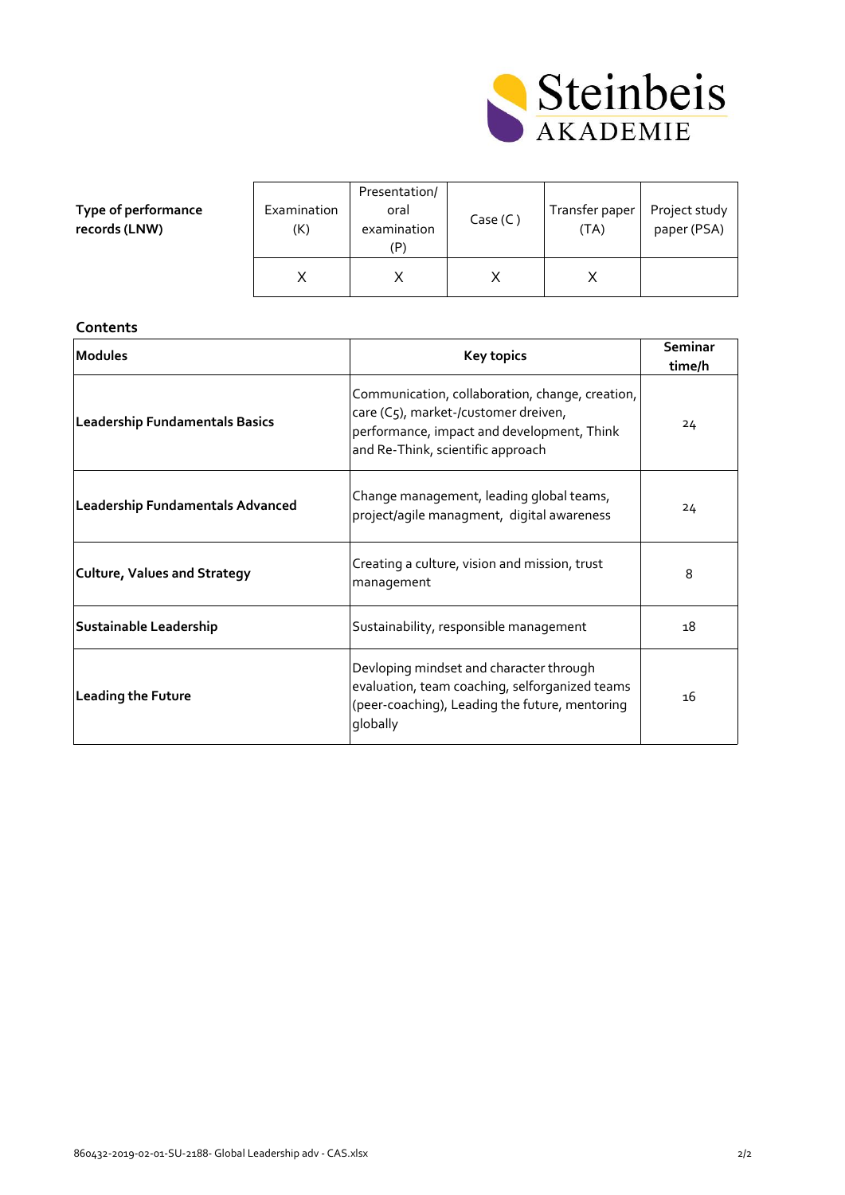| Type of performance records (LNW) | Examination (K) | Presentation/ oral examination (P) | Case (C ) | Transfer paper (TA) | Project study paper (PSA) |
|---|---|---|---|---|---|
| | X | X | X | X | |

**Contents**

| Modules | Key topics | Seminar time/h |
|---|---|---|
| **Leadership Fundamentals Basics** | Communication, collaboration, change, creation, care (C5), market-/customer dreiven, performance, impact and development, Think and Re-Think, scientific approach | 24 |
| **Leadership Fundamentals Advanced** | Change management, leading global teams, project/agile managment, digital awareness | 24 |
| **Culture, Values and Strategy** | Creating a culture, vision and mission, trust management | 8 |
| **Sustainable Leadership** | Sustainability, responsible management | 18 |
| **Leading the Future** | Devloping mindset and character through evaluation, team coaching, selforganized teams (peer-coaching), Leading the future, mentoring globally | 16 |

860432-2019-02-01-SU-2188- Global Leadership adv - CAS.xlsx